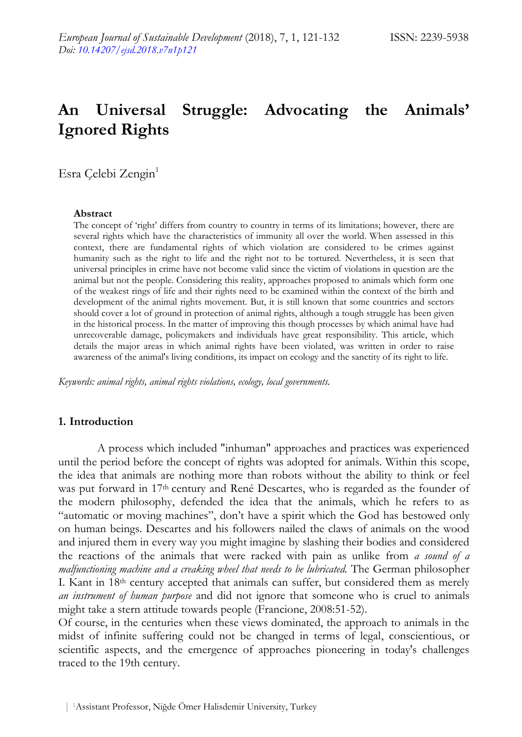# An Universal Struggle: Advocating the Animals' Ignored Rights

Esra Çelebi Zengin[1]

**Abstract**

The concept of 'right' differs from country to country in terms of its limitations; however, there are several rights which have the characteristics of immunity all over the world. When assessed in this context, there are fundamental rights of which violation are considered to be crimes against humanity such as the right to life and the right not to be tortured. Nevertheless, it is seen that universal principles in crime have not become valid since the victim of violations in question are the animal but not the people. Considering this reality, approaches proposed to animals which form one of the weakest rings of life and their rights need to be examined within the context of the birth and development of the animal rights movement. But, it is still known that some countries and sectors should cover a lot of ground in protection of animal rights, although a tough struggle has been given in the historical process. In the matter of improving this though processes by which animal have had unrecoverable damage, policymakers and individuals have great responsibility. This article, which details the major areas in which animal rights have been violated, was written in order to raise awareness of the animal's living conditions, its impact on ecology and the sanctity of its right to life.

*Keywords: animal rights, animal rights violations, ecology, local governments.*

## 1. Introduction

A process which included "inhuman" approaches and practices was experienced until the period before the concept of rights was adopted for animals. Within this scope, the idea that animals are nothing more than robots without the ability to think or feel was put forward in 17th century and René Descartes, who is regarded as the founder of the modern philosophy, defended the idea that the animals, which he refers to as "automatic or moving machines", don't have a spirit which the God has bestowed only on human beings. Descartes and his followers nailed the claws of animals on the wood and injured them in every way you might imagine by slashing their bodies and considered the reactions of the animals that were racked with pain as unlike from *a sound of a malfunctioning machine and a creaking wheel that needs to be lubricated.* The German philosopher I. Kant in 18th century accepted that animals can suffer, but considered them as merely *an instrument of human purpose* and did not ignore that someone who is cruel to animals might take a stern attitude towards people (Francione, 2008:51-52).

Of course, in the centuries when these views dominated, the approach to animals in the midst of infinite suffering could not be changed in terms of legal, conscientious, or scientific aspects, and the emergence of approaches pioneering in today's challenges traced to the 19th century.

[1]Assistant Professor, Niğde Ömer Halisdemir University, Turkey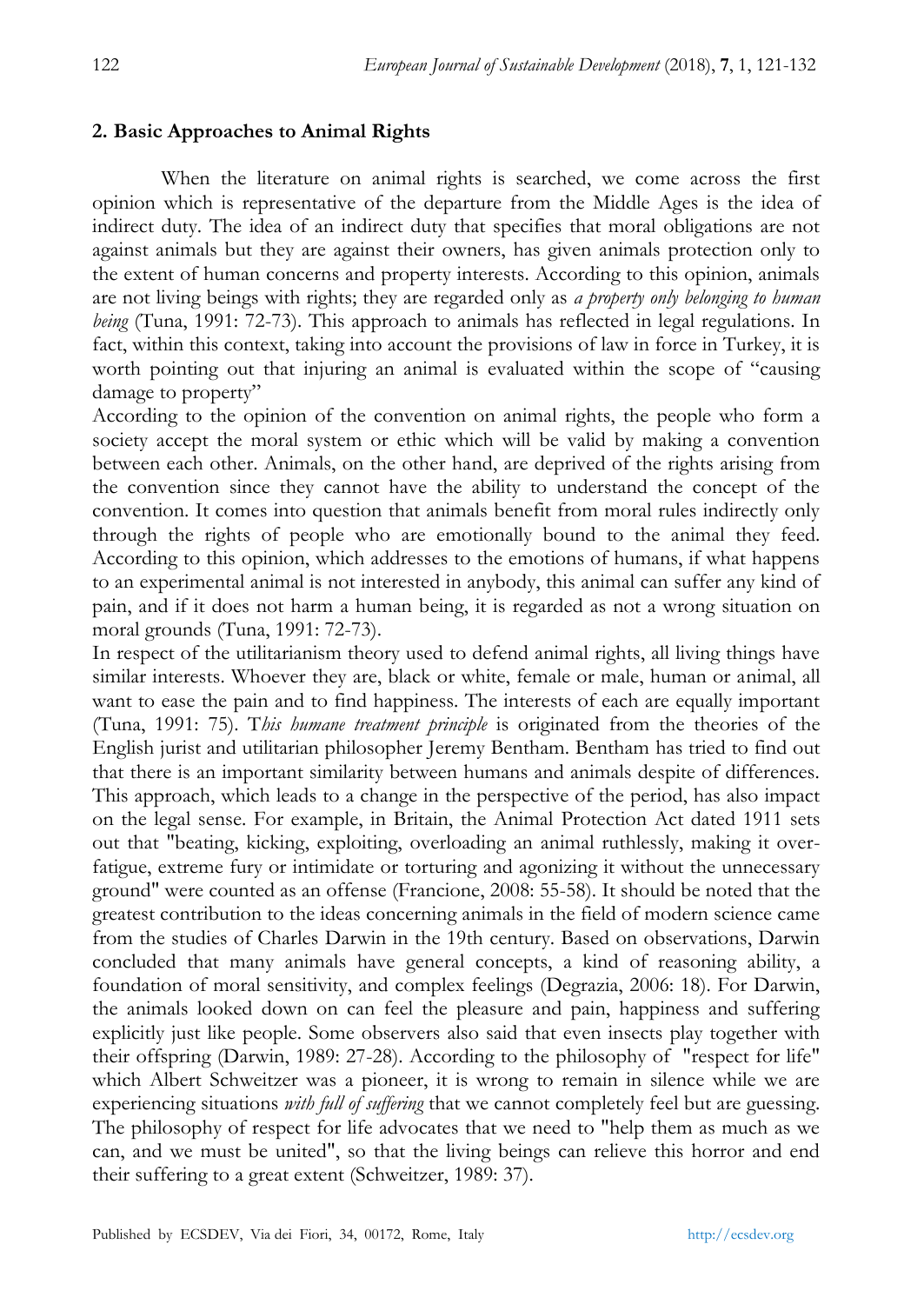## 2. Basic Approaches to Animal Rights

When the literature on animal rights is searched, we come across the first opinion which is representative of the departure from the Middle Ages is the idea of indirect duty. The idea of an indirect duty that specifies that moral obligations are not against animals but they are against their owners, has given animals protection only to the extent of human concerns and property interests. According to this opinion, animals are not living beings with rights; they are regarded only as *a property only belonging to human being* (Tuna, 1991: 72-73). This approach to animals has reflected in legal regulations. In fact, within this context, taking into account the provisions of law in force in Turkey, it is worth pointing out that injuring an animal is evaluated within the scope of "causing damage to property"

According to the opinion of the convention on animal rights, the people who form a society accept the moral system or ethic which will be valid by making a convention between each other. Animals, on the other hand, are deprived of the rights arising from the convention since they cannot have the ability to understand the concept of the convention. It comes into question that animals benefit from moral rules indirectly only through the rights of people who are emotionally bound to the animal they feed. According to this opinion, which addresses to the emotions of humans, if what happens to an experimental animal is not interested in anybody, this animal can suffer any kind of pain, and if it does not harm a human being, it is regarded as not a wrong situation on moral grounds (Tuna, 1991: 72-73).

In respect of the utilitarianism theory used to defend animal rights, all living things have similar interests. Whoever they are, black or white, female or male, human or animal, all want to ease the pain and to find happiness. The interests of each are equally important (Tuna, 1991: 75). T*his humane treatment principle* is originated from the theories of the English jurist and utilitarian philosopher Jeremy Bentham. Bentham has tried to find out that there is an important similarity between humans and animals despite of differences. This approach, which leads to a change in the perspective of the period, has also impact on the legal sense. For example, in Britain, the Animal Protection Act dated 1911 sets out that "beating, kicking, exploiting, overloading an animal ruthlessly, making it over-fatigue, extreme fury or intimidate or torturing and agonizing it without the unnecessary ground" were counted as an offense (Francione, 2008: 55-58). It should be noted that the greatest contribution to the ideas concerning animals in the field of modern science came from the studies of Charles Darwin in the 19th century. Based on observations, Darwin concluded that many animals have general concepts, a kind of reasoning ability, a foundation of moral sensitivity, and complex feelings (Degrazia, 2006: 18). For Darwin, the animals looked down on can feel the pleasure and pain, happiness and suffering explicitly just like people. Some observers also said that even insects play together with their offspring (Darwin, 1989: 27-28). According to the philosophy of "respect for life" which Albert Schweitzer was a pioneer, it is wrong to remain in silence while we are experiencing situations *with full of suffering* that we cannot completely feel but are guessing. The philosophy of respect for life advocates that we need to "help them as much as we can, and we must be united", so that the living beings can relieve this horror and end their suffering to a great extent (Schweitzer, 1989: 37).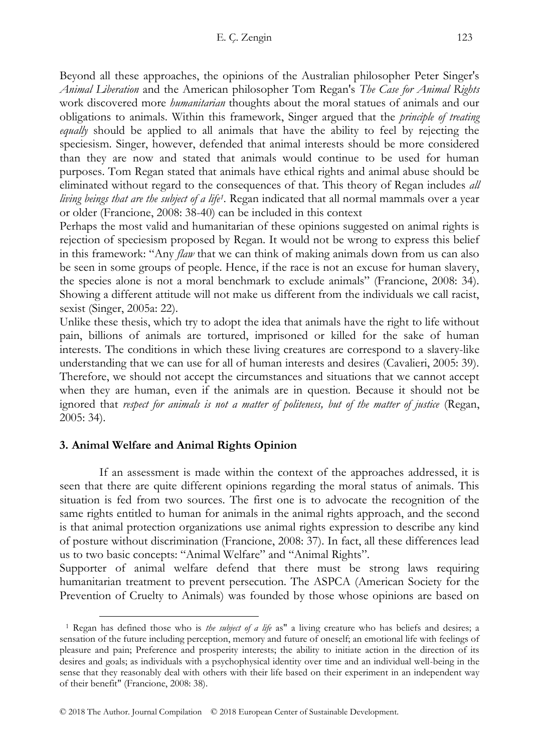Beyond all these approaches, the opinions of the Australian philosopher Peter Singer's *Animal Liberation* and the American philosopher Tom Regan's *The Case for Animal Rights* work discovered more *humanitarian* thoughts about the moral statues of animals and our obligations to animals. Within this framework, Singer argued that the *principle of treating equally* should be applied to all animals that have the ability to feel by rejecting the speciesism. Singer, however, defended that animal interests should be more considered than they are now and stated that animals would continue to be used for human purposes. Tom Regan stated that animals have ethical rights and animal abuse should be eliminated without regard to the consequences of that. This theory of Regan includes *all living beings that are the subject of a life*[1]. Regan indicated that all normal mammals over a year or older (Francione, 2008: 38-40) can be included in this context

Perhaps the most valid and humanitarian of these opinions suggested on animal rights is rejection of speciesism proposed by Regan. It would not be wrong to express this belief in this framework: "Any *flaw* that we can think of making animals down from us can also be seen in some groups of people. Hence, if the race is not an excuse for human slavery, the species alone is not a moral benchmark to exclude animals" (Francione, 2008: 34). Showing a different attitude will not make us different from the individuals we call racist, sexist (Singer, 2005a: 22).

Unlike these thesis, which try to adopt the idea that animals have the right to life without pain, billions of animals are tortured, imprisoned or killed for the sake of human interests. The conditions in which these living creatures are correspond to a slavery-like understanding that we can use for all of human interests and desires (Cavalieri, 2005: 39). Therefore, we should not accept the circumstances and situations that we cannot accept when they are human, even if the animals are in question. Because it should not be ignored that *respect for animals is not a matter of politeness, but of the matter of justice* (Regan, 2005: 34).

## 3. Animal Welfare and Animal Rights Opinion

If an assessment is made within the context of the approaches addressed, it is seen that there are quite different opinions regarding the moral status of animals. This situation is fed from two sources. The first one is to advocate the recognition of the same rights entitled to human for animals in the animal rights approach, and the second is that animal protection organizations use animal rights expression to describe any kind of posture without discrimination (Francione, 2008: 37). In fact, all these differences lead us to two basic concepts: "Animal Welfare" and "Animal Rights".

Supporter of animal welfare defend that there must be strong laws requiring humanitarian treatment to prevent persecution. The ASPCA (American Society for the Prevention of Cruelty to Animals) was founded by those whose opinions are based on

---

[1] Regan has defined those who is *the subject of a life* as" a living creature who has beliefs and desires; a sensation of the future including perception, memory and future of oneself; an emotional life with feelings of pleasure and pain; Preference and prosperity interests; the ability to initiate action in the direction of its desires and goals; as individuals with a psychophysical identity over time and an individual well-being in the sense that they reasonably deal with others with their life based on their experiment in an independent way of their benefit" (Francione, 2008: 38).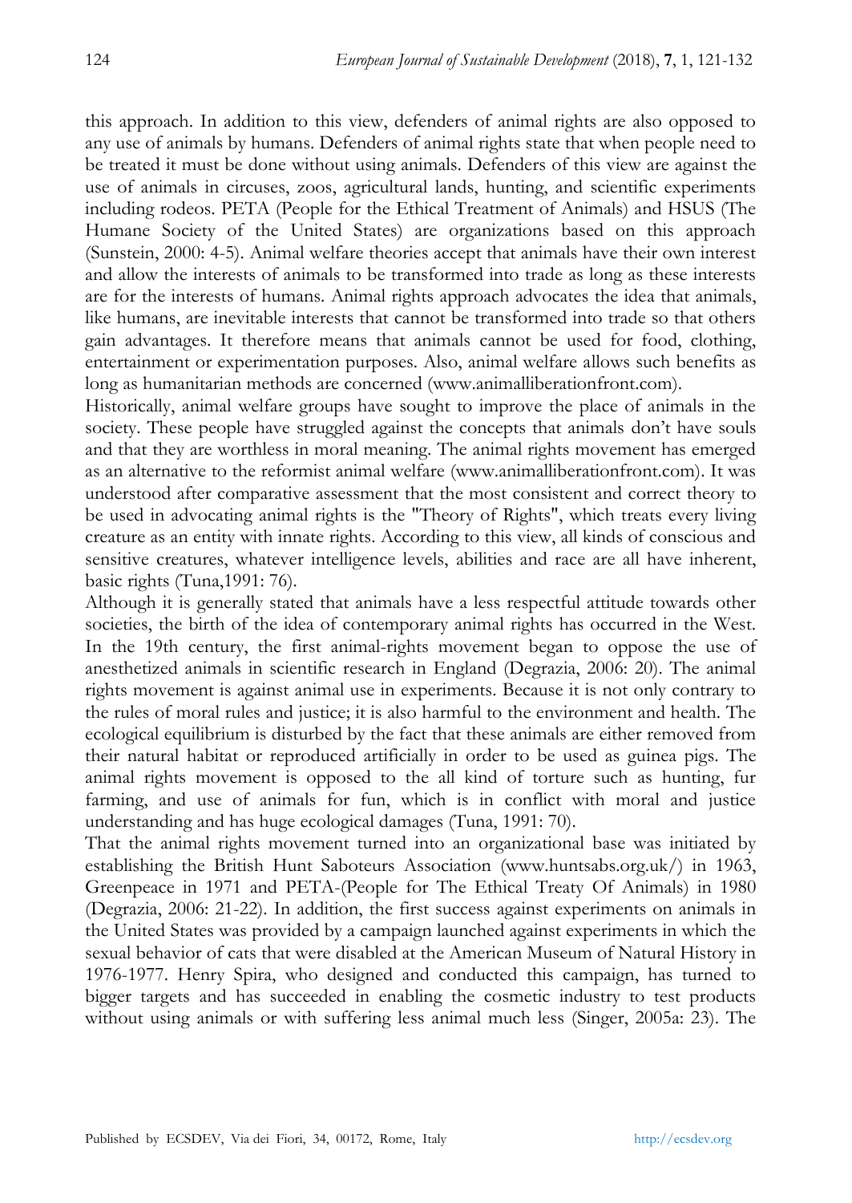this approach. In addition to this view, defenders of animal rights are also opposed to any use of animals by humans. Defenders of animal rights state that when people need to be treated it must be done without using animals. Defenders of this view are against the use of animals in circuses, zoos, agricultural lands, hunting, and scientific experiments including rodeos. PETA (People for the Ethical Treatment of Animals) and HSUS (The Humane Society of the United States) are organizations based on this approach (Sunstein, 2000: 4-5). Animal welfare theories accept that animals have their own interest and allow the interests of animals to be transformed into trade as long as these interests are for the interests of humans. Animal rights approach advocates the idea that animals, like humans, are inevitable interests that cannot be transformed into trade so that others gain advantages. It therefore means that animals cannot be used for food, clothing, entertainment or experimentation purposes. Also, animal welfare allows such benefits as long as humanitarian methods are concerned (www.animalliberationfront.com).

Historically, animal welfare groups have sought to improve the place of animals in the society. These people have struggled against the concepts that animals don't have souls and that they are worthless in moral meaning. The animal rights movement has emerged as an alternative to the reformist animal welfare (www.animalliberationfront.com). It was understood after comparative assessment that the most consistent and correct theory to be used in advocating animal rights is the "Theory of Rights", which treats every living creature as an entity with innate rights. According to this view, all kinds of conscious and sensitive creatures, whatever intelligence levels, abilities and race are all have inherent, basic rights (Tuna,1991: 76).

Although it is generally stated that animals have a less respectful attitude towards other societies, the birth of the idea of contemporary animal rights has occurred in the West. In the 19th century, the first animal-rights movement began to oppose the use of anesthetized animals in scientific research in England (Degrazia, 2006: 20). The animal rights movement is against animal use in experiments. Because it is not only contrary to the rules of moral rules and justice; it is also harmful to the environment and health. The ecological equilibrium is disturbed by the fact that these animals are either removed from their natural habitat or reproduced artificially in order to be used as guinea pigs. The animal rights movement is opposed to the all kind of torture such as hunting, fur farming, and use of animals for fun, which is in conflict with moral and justice understanding and has huge ecological damages (Tuna, 1991: 70).

That the animal rights movement turned into an organizational base was initiated by establishing the British Hunt Saboteurs Association (www.huntsabs.org.uk/) in 1963, Greenpeace in 1971 and PETA-(People for The Ethical Treaty Of Animals) in 1980 (Degrazia, 2006: 21-22). In addition, the first success against experiments on animals in the United States was provided by a campaign launched against experiments in which the sexual behavior of cats that were disabled at the American Museum of Natural History in 1976-1977. Henry Spira, who designed and conducted this campaign, has turned to bigger targets and has succeeded in enabling the cosmetic industry to test products without using animals or with suffering less animal much less (Singer, 2005a: 23). The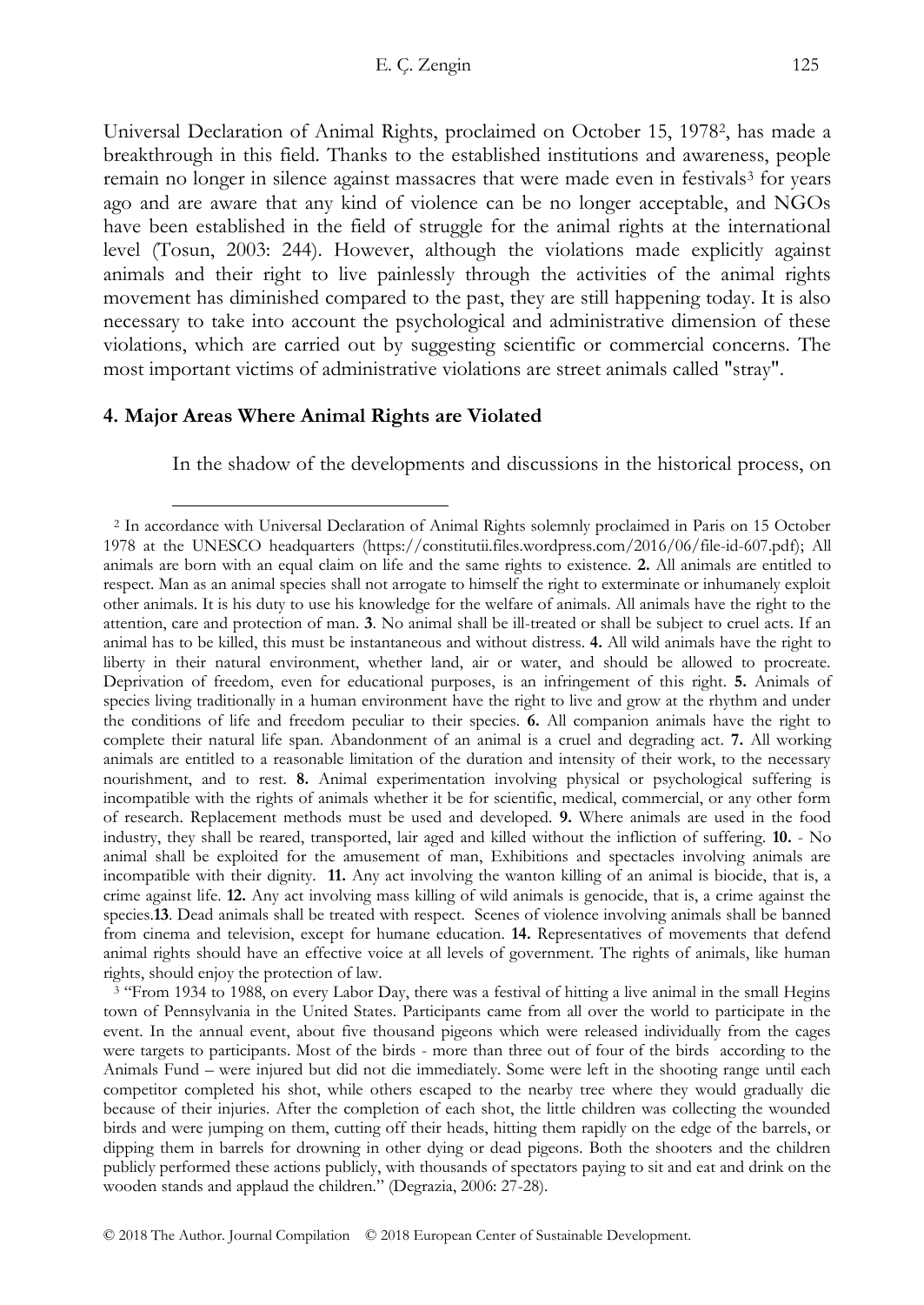Universal Declaration of Animal Rights, proclaimed on October 15, 1978[2], has made a breakthrough in this field. Thanks to the established institutions and awareness, people remain no longer in silence against massacres that were made even in festivals[3] for years ago and are aware that any kind of violence can be no longer acceptable, and NGOs have been established in the field of struggle for the animal rights at the international level (Tosun, 2003: 244). However, although the violations made explicitly against animals and their right to live painlessly through the activities of the animal rights movement has diminished compared to the past, they are still happening today. It is also necessary to take into account the psychological and administrative dimension of these violations, which are carried out by suggesting scientific or commercial concerns. The most important victims of administrative violations are street animals called "stray".

## 4. Major Areas Where Animal Rights are Violated

In the shadow of the developments and discussions in the historical process, on

---

[2] In accordance with Universal Declaration of Animal Rights solemnly proclaimed in Paris on 15 October 1978 at the UNESCO headquarters (https://constitutii.files.wordpress.com/2016/06/file-id-607.pdf); All animals are born with an equal claim on life and the same rights to existence. **2.** All animals are entitled to respect. Man as an animal species shall not arrogate to himself the right to exterminate or inhumanely exploit other animals. It is his duty to use his knowledge for the welfare of animals. All animals have the right to the attention, care and protection of man. **3**. No animal shall be ill-treated or shall be subject to cruel acts. If an animal has to be killed, this must be instantaneous and without distress. **4.** All wild animals have the right to liberty in their natural environment, whether land, air or water, and should be allowed to procreate. Deprivation of freedom, even for educational purposes, is an infringement of this right. **5.** Animals of species living traditionally in a human environment have the right to live and grow at the rhythm and under the conditions of life and freedom peculiar to their species. **6.** All companion animals have the right to complete their natural life span. Abandonment of an animal is a cruel and degrading act. **7.** All working animals are entitled to a reasonable limitation of the duration and intensity of their work, to the necessary nourishment, and to rest. **8.** Animal experimentation involving physical or psychological suffering is incompatible with the rights of animals whether it be for scientific, medical, commercial, or any other form of research. Replacement methods must be used and developed. **9.** Where animals are used in the food industry, they shall be reared, transported, lair aged and killed without the infliction of suffering. **10.** - No animal shall be exploited for the amusement of man, Exhibitions and spectacles involving animals are incompatible with their dignity. **11.** Any act involving the wanton killing of an animal is biocide, that is, a crime against life. **12.** Any act involving mass killing of wild animals is genocide, that is, a crime against the species.**13**. Dead animals shall be treated with respect. Scenes of violence involving animals shall be banned from cinema and television, except for humane education. **14.** Representatives of movements that defend animal rights should have an effective voice at all levels of government. The rights of animals, like human rights, should enjoy the protection of law.

[3] "From 1934 to 1988, on every Labor Day, there was a festival of hitting a live animal in the small Hegins town of Pennsylvania in the United States. Participants came from all over the world to participate in the event. In the annual event, about five thousand pigeons which were released individually from the cages were targets to participants. Most of the birds - more than three out of four of the birds according to the Animals Fund – were injured but did not die immediately. Some were left in the shooting range until each competitor completed his shot, while others escaped to the nearby tree where they would gradually die because of their injuries. After the completion of each shot, the little children was collecting the wounded birds and were jumping on them, cutting off their heads, hitting them rapidly on the edge of the barrels, or dipping them in barrels for drowning in other dying or dead pigeons. Both the shooters and the children publicly performed these actions publicly, with thousands of spectators paying to sit and eat and drink on the wooden stands and applaud the children." (Degrazia, 2006: 27-28).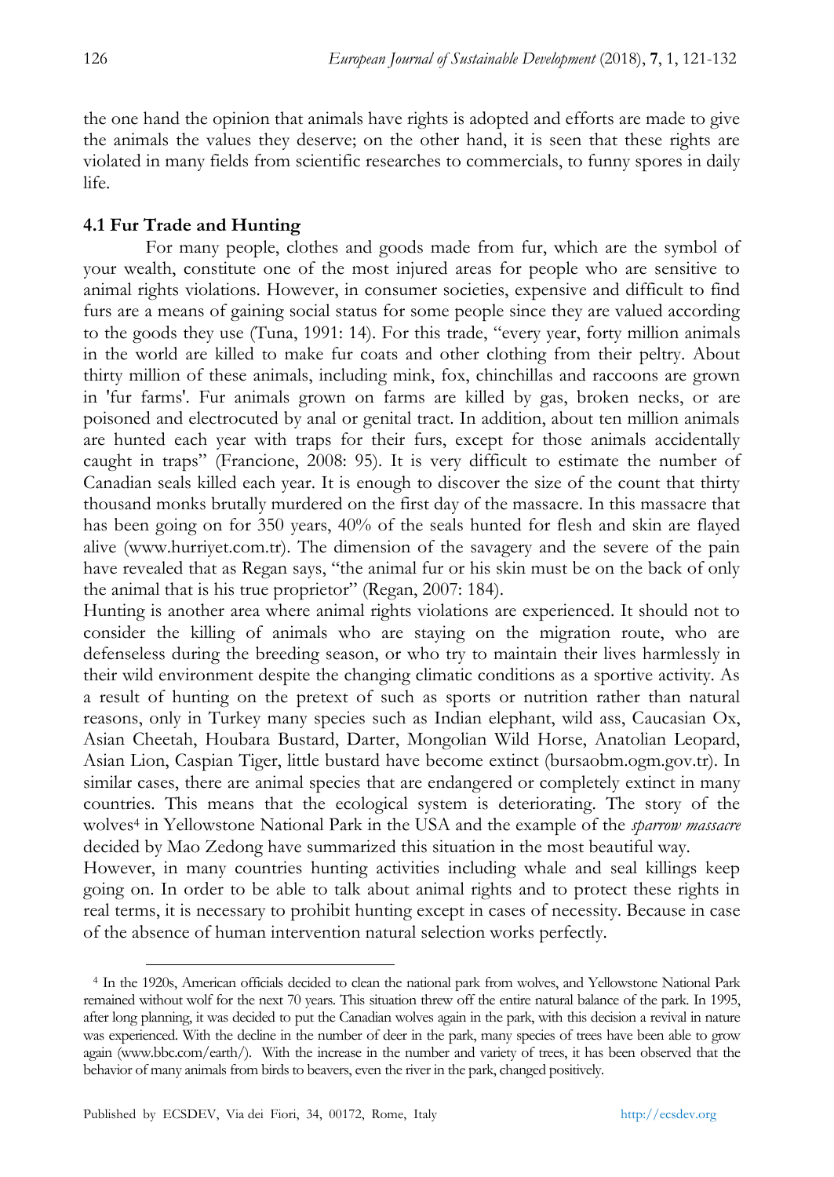the one hand the opinion that animals have rights is adopted and efforts are made to give the animals the values they deserve; on the other hand, it is seen that these rights are violated in many fields from scientific researches to commercials, to funny spores in daily life.

### 4.1 Fur Trade and Hunting

For many people, clothes and goods made from fur, which are the symbol of your wealth, constitute one of the most injured areas for people who are sensitive to animal rights violations. However, in consumer societies, expensive and difficult to find furs are a means of gaining social status for some people since they are valued according to the goods they use (Tuna, 1991: 14). For this trade, "every year, forty million animals in the world are killed to make fur coats and other clothing from their peltry. About thirty million of these animals, including mink, fox, chinchillas and raccoons are grown in 'fur farms'. Fur animals grown on farms are killed by gas, broken necks, or are poisoned and electrocuted by anal or genital tract. In addition, about ten million animals are hunted each year with traps for their furs, except for those animals accidentally caught in traps" (Francione, 2008: 95). It is very difficult to estimate the number of Canadian seals killed each year. It is enough to discover the size of the count that thirty thousand monks brutally murdered on the first day of the massacre. In this massacre that has been going on for 350 years, 40% of the seals hunted for flesh and skin are flayed alive (www.hurriyet.com.tr). The dimension of the savagery and the severe of the pain have revealed that as Regan says, "the animal fur or his skin must be on the back of only the animal that is his true proprietor" (Regan, 2007: 184).

Hunting is another area where animal rights violations are experienced. It should not to consider the killing of animals who are staying on the migration route, who are defenseless during the breeding season, or who try to maintain their lives harmlessly in their wild environment despite the changing climatic conditions as a sportive activity. As a result of hunting on the pretext of such as sports or nutrition rather than natural reasons, only in Turkey many species such as Indian elephant, wild ass, Caucasian Ox, Asian Cheetah, Houbara Bustard, Darter, Mongolian Wild Horse, Anatolian Leopard, Asian Lion, Caspian Tiger, little bustard have become extinct (bursaobm.ogm.gov.tr). In similar cases, there are animal species that are endangered or completely extinct in many countries. This means that the ecological system is deteriorating. The story of the wolves[4] in Yellowstone National Park in the USA and the example of the *sparrow massacre* decided by Mao Zedong have summarized this situation in the most beautiful way.

However, in many countries hunting activities including whale and seal killings keep going on. In order to be able to talk about animal rights and to protect these rights in real terms, it is necessary to prohibit hunting except in cases of necessity. Because in case of the absence of human intervention natural selection works perfectly.

---

[4] In the 1920s, American officials decided to clean the national park from wolves, and Yellowstone National Park remained without wolf for the next 70 years. This situation threw off the entire natural balance of the park. In 1995, after long planning, it was decided to put the Canadian wolves again in the park, with this decision a revival in nature was experienced. With the decline in the number of deer in the park, many species of trees have been able to grow again (www.bbc.com/earth/). With the increase in the number and variety of trees, it has been observed that the behavior of many animals from birds to beavers, even the river in the park, changed positively.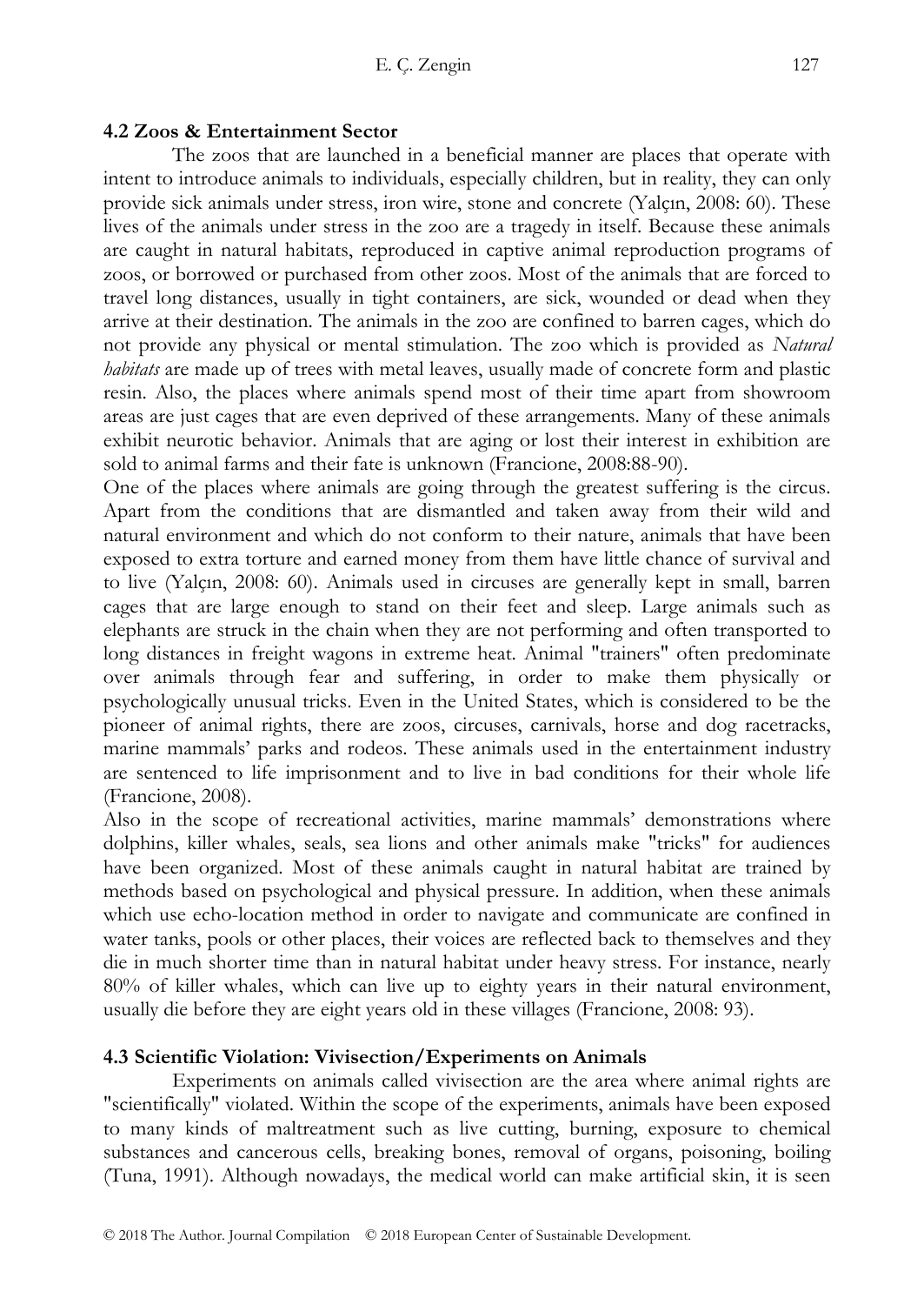### 4.2 Zoos & Entertainment Sector

The zoos that are launched in a beneficial manner are places that operate with intent to introduce animals to individuals, especially children, but in reality, they can only provide sick animals under stress, iron wire, stone and concrete (Yalçın, 2008: 60). These lives of the animals under stress in the zoo are a tragedy in itself. Because these animals are caught in natural habitats, reproduced in captive animal reproduction programs of zoos, or borrowed or purchased from other zoos. Most of the animals that are forced to travel long distances, usually in tight containers, are sick, wounded or dead when they arrive at their destination. The animals in the zoo are confined to barren cages, which do not provide any physical or mental stimulation. The zoo which is provided as *Natural habitats* are made up of trees with metal leaves, usually made of concrete form and plastic resin. Also, the places where animals spend most of their time apart from showroom areas are just cages that are even deprived of these arrangements. Many of these animals exhibit neurotic behavior. Animals that are aging or lost their interest in exhibition are sold to animal farms and their fate is unknown (Francione, 2008:88-90).

One of the places where animals are going through the greatest suffering is the circus. Apart from the conditions that are dismantled and taken away from their wild and natural environment and which do not conform to their nature, animals that have been exposed to extra torture and earned money from them have little chance of survival and to live (Yalçın, 2008: 60). Animals used in circuses are generally kept in small, barren cages that are large enough to stand on their feet and sleep. Large animals such as elephants are struck in the chain when they are not performing and often transported to long distances in freight wagons in extreme heat. Animal "trainers" often predominate over animals through fear and suffering, in order to make them physically or psychologically unusual tricks. Even in the United States, which is considered to be the pioneer of animal rights, there are zoos, circuses, carnivals, horse and dog racetracks, marine mammals' parks and rodeos. These animals used in the entertainment industry are sentenced to life imprisonment and to live in bad conditions for their whole life (Francione, 2008).

Also in the scope of recreational activities, marine mammals' demonstrations where dolphins, killer whales, seals, sea lions and other animals make "tricks" for audiences have been organized. Most of these animals caught in natural habitat are trained by methods based on psychological and physical pressure. In addition, when these animals which use echo-location method in order to navigate and communicate are confined in water tanks, pools or other places, their voices are reflected back to themselves and they die in much shorter time than in natural habitat under heavy stress. For instance, nearly 80% of killer whales, which can live up to eighty years in their natural environment, usually die before they are eight years old in these villages (Francione, 2008: 93).

### 4.3 Scientific Violation: Vivisection/Experiments on Animals

Experiments on animals called vivisection are the area where animal rights are "scientifically" violated. Within the scope of the experiments, animals have been exposed to many kinds of maltreatment such as live cutting, burning, exposure to chemical substances and cancerous cells, breaking bones, removal of organs, poisoning, boiling (Tuna, 1991). Although nowadays, the medical world can make artificial skin, it is seen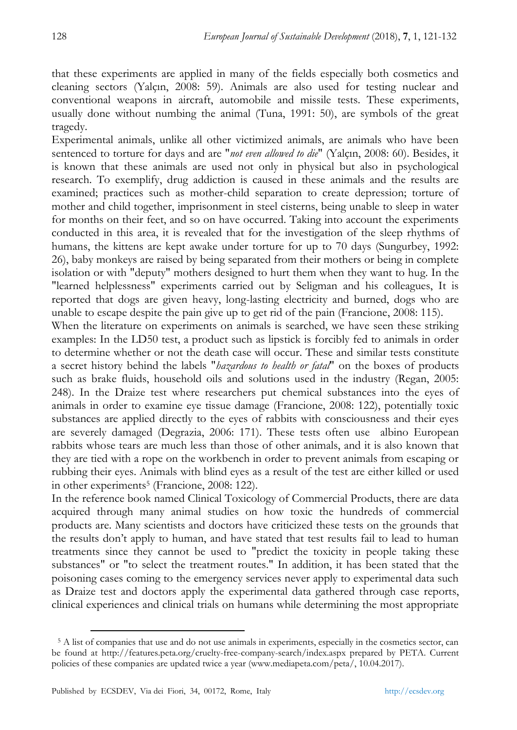that these experiments are applied in many of the fields especially both cosmetics and cleaning sectors (Yalçın, 2008: 59). Animals are also used for testing nuclear and conventional weapons in aircraft, automobile and missile tests. These experiments, usually done without numbing the animal (Tuna, 1991: 50), are symbols of the great tragedy.

Experimental animals, unlike all other victimized animals, are animals who have been sentenced to torture for days and are "*not even allowed to die*" (Yalçın, 2008: 60). Besides, it is known that these animals are used not only in physical but also in psychological research. To exemplify, drug addiction is caused in these animals and the results are examined; practices such as mother-child separation to create depression; torture of mother and child together, imprisonment in steel cisterns, being unable to sleep in water for months on their feet, and so on have occurred. Taking into account the experiments conducted in this area, it is revealed that for the investigation of the sleep rhythms of humans, the kittens are kept awake under torture for up to 70 days (Sungurbey, 1992: 26), baby monkeys are raised by being separated from their mothers or being in complete isolation or with "deputy" mothers designed to hurt them when they want to hug. In the "learned helplessness" experiments carried out by Seligman and his colleagues, It is reported that dogs are given heavy, long-lasting electricity and burned, dogs who are unable to escape despite the pain give up to get rid of the pain (Francione, 2008: 115).

When the literature on experiments on animals is searched, we have seen these striking examples: In the LD50 test, a product such as lipstick is forcibly fed to animals in order to determine whether or not the death case will occur. These and similar tests constitute a secret history behind the labels "*hazardous to health or fatal*" on the boxes of products such as brake fluids, household oils and solutions used in the industry (Regan, 2005: 248). In the Draize test where researchers put chemical substances into the eyes of animals in order to examine eye tissue damage (Francione, 2008: 122), potentially toxic substances are applied directly to the eyes of rabbits with consciousness and their eyes are severely damaged (Degrazia, 2006: 171). These tests often use albino European rabbits whose tears are much less than those of other animals, and it is also known that they are tied with a rope on the workbench in order to prevent animals from escaping or rubbing their eyes. Animals with blind eyes as a result of the test are either killed or used in other experiments[5] (Francione, 2008: 122).

In the reference book named Clinical Toxicology of Commercial Products, there are data acquired through many animal studies on how toxic the hundreds of commercial products are. Many scientists and doctors have criticized these tests on the grounds that the results don't apply to human, and have stated that test results fail to lead to human treatments since they cannot be used to "predict the toxicity in people taking these substances" or "to select the treatment routes." In addition, it has been stated that the poisoning cases coming to the emergency services never apply to experimental data such as Draize test and doctors apply the experimental data gathered through case reports, clinical experiences and clinical trials on humans while determining the most appropriate

[5] A list of companies that use and do not use animals in experiments, especially in the cosmetics sector, can be found at http://features.peta.org/cruelty-free-company-search/index.aspx prepared by PETA. Current policies of these companies are updated twice a year (www.mediapeta.com/peta/, 10.04.2017).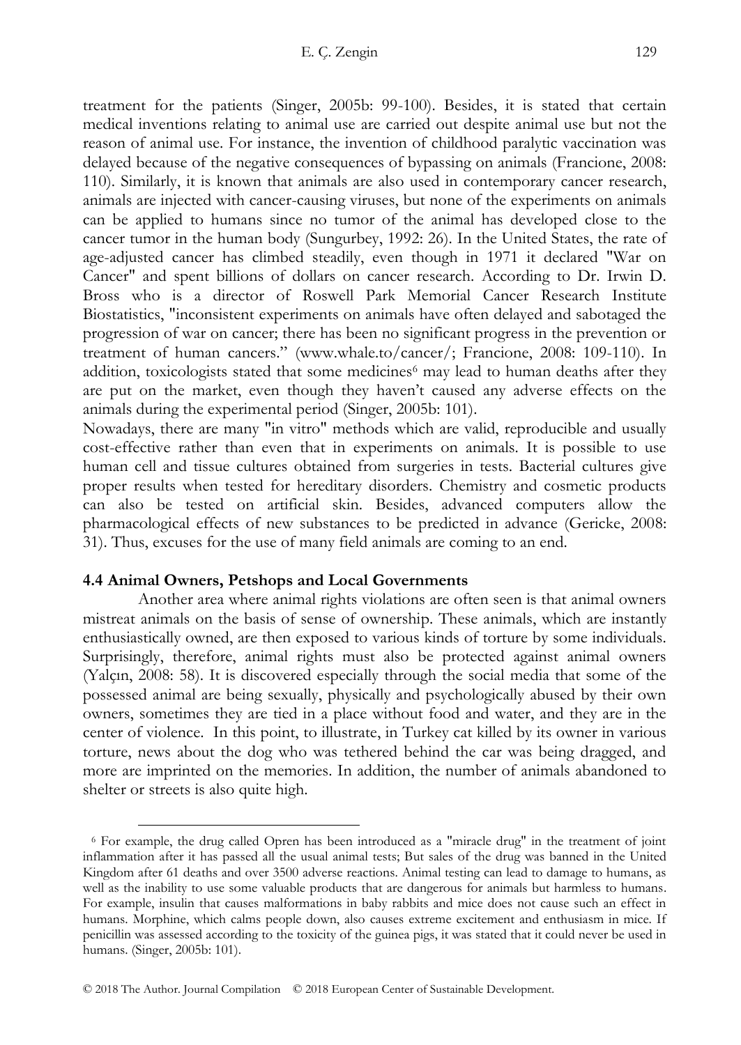treatment for the patients (Singer, 2005b: 99-100). Besides, it is stated that certain medical inventions relating to animal use are carried out despite animal use but not the reason of animal use. For instance, the invention of childhood paralytic vaccination was delayed because of the negative consequences of bypassing on animals (Francione, 2008: 110). Similarly, it is known that animals are also used in contemporary cancer research, animals are injected with cancer-causing viruses, but none of the experiments on animals can be applied to humans since no tumor of the animal has developed close to the cancer tumor in the human body (Sungurbey, 1992: 26). In the United States, the rate of age-adjusted cancer has climbed steadily, even though in 1971 it declared "War on Cancer" and spent billions of dollars on cancer research. According to Dr. Irwin D. Bross who is a director of Roswell Park Memorial Cancer Research Institute Biostatistics, "inconsistent experiments on animals have often delayed and sabotaged the progression of war on cancer; there has been no significant progress in the prevention or treatment of human cancers." (www.whale.to/cancer/; Francione, 2008: 109-110). In addition, toxicologists stated that some medicines[6] may lead to human deaths after they are put on the market, even though they haven't caused any adverse effects on the animals during the experimental period (Singer, 2005b: 101).

Nowadays, there are many "in vitro" methods which are valid, reproducible and usually cost-effective rather than even that in experiments on animals. It is possible to use human cell and tissue cultures obtained from surgeries in tests. Bacterial cultures give proper results when tested for hereditary disorders. Chemistry and cosmetic products can also be tested on artificial skin. Besides, advanced computers allow the pharmacological effects of new substances to be predicted in advance (Gericke, 2008: 31). Thus, excuses for the use of many field animals are coming to an end.

### 4.4 Animal Owners, Petshops and Local Governments

Another area where animal rights violations are often seen is that animal owners mistreat animals on the basis of sense of ownership. These animals, which are instantly enthusiastically owned, are then exposed to various kinds of torture by some individuals. Surprisingly, therefore, animal rights must also be protected against animal owners (Yalçın, 2008: 58). It is discovered especially through the social media that some of the possessed animal are being sexually, physically and psychologically abused by their own owners, sometimes they are tied in a place without food and water, and they are in the center of violence. In this point, to illustrate, in Turkey cat killed by its owner in various torture, news about the dog who was tethered behind the car was being dragged, and more are imprinted on the memories. In addition, the number of animals abandoned to shelter or streets is also quite high.

[6] For example, the drug called Opren has been introduced as a "miracle drug" in the treatment of joint inflammation after it has passed all the usual animal tests; But sales of the drug was banned in the United Kingdom after 61 deaths and over 3500 adverse reactions. Animal testing can lead to damage to humans, as well as the inability to use some valuable products that are dangerous for animals but harmless to humans. For example, insulin that causes malformations in baby rabbits and mice does not cause such an effect in humans. Morphine, which calms people down, also causes extreme excitement and enthusiasm in mice. If penicillin was assessed according to the toxicity of the guinea pigs, it was stated that it could never be used in humans. (Singer, 2005b: 101).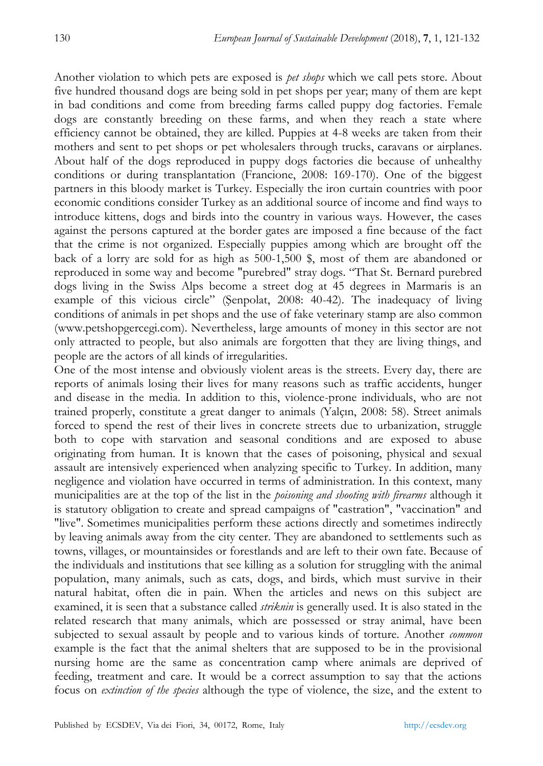Another violation to which pets are exposed is *pet shops* which we call pets store. About five hundred thousand dogs are being sold in pet shops per year; many of them are kept in bad conditions and come from breeding farms called puppy dog factories. Female dogs are constantly breeding on these farms, and when they reach a state where efficiency cannot be obtained, they are killed. Puppies at 4-8 weeks are taken from their mothers and sent to pet shops or pet wholesalers through trucks, caravans or airplanes. About half of the dogs reproduced in puppy dogs factories die because of unhealthy conditions or during transplantation (Francione, 2008: 169-170). One of the biggest partners in this bloody market is Turkey. Especially the iron curtain countries with poor economic conditions consider Turkey as an additional source of income and find ways to introduce kittens, dogs and birds into the country in various ways. However, the cases against the persons captured at the border gates are imposed a fine because of the fact that the crime is not organized. Especially puppies among which are brought off the back of a lorry are sold for as high as 500-1,500 $, most of them are abandoned or reproduced in some way and become "purebred" stray dogs. "That St. Bernard purebred dogs living in the Swiss Alps become a street dog at 45 degrees in Marmaris is an example of this vicious circle" (Şenpolat, 2008: 40-42). The inadequacy of living conditions of animals in pet shops and the use of fake veterinary stamp are also common (www.petshopgercegi.com). Nevertheless, large amounts of money in this sector are not only attracted to people, but also animals are forgotten that they are living things, and people are the actors of all kinds of irregularities.

One of the most intense and obviously violent areas is the streets. Every day, there are reports of animals losing their lives for many reasons such as traffic accidents, hunger and disease in the media. In addition to this, violence-prone individuals, who are not trained properly, constitute a great danger to animals (Yalçın, 2008: 58). Street animals forced to spend the rest of their lives in concrete streets due to urbanization, struggle both to cope with starvation and seasonal conditions and are exposed to abuse originating from human. It is known that the cases of poisoning, physical and sexual assault are intensively experienced when analyzing specific to Turkey. In addition, many negligence and violation have occurred in terms of administration. In this context, many municipalities are at the top of the list in the *poisoning and shooting with firearms* although it is statutory obligation to create and spread campaigns of "castration", "vaccination" and "live". Sometimes municipalities perform these actions directly and sometimes indirectly by leaving animals away from the city center. They are abandoned to settlements such as towns, villages, or mountainsides or forestlands and are left to their own fate. Because of the individuals and institutions that see killing as a solution for struggling with the animal population, many animals, such as cats, dogs, and birds, which must survive in their natural habitat, often die in pain. When the articles and news on this subject are examined, it is seen that a substance called *striknin* is generally used. It is also stated in the related research that many animals, which are possessed or stray animal, have been subjected to sexual assault by people and to various kinds of torture. Another *common* example is the fact that the animal shelters that are supposed to be in the provisional nursing home are the same as concentration camp where animals are deprived of feeding, treatment and care. It would be a correct assumption to say that the actions focus on *extinction of the species* although the type of violence, the size, and the extent to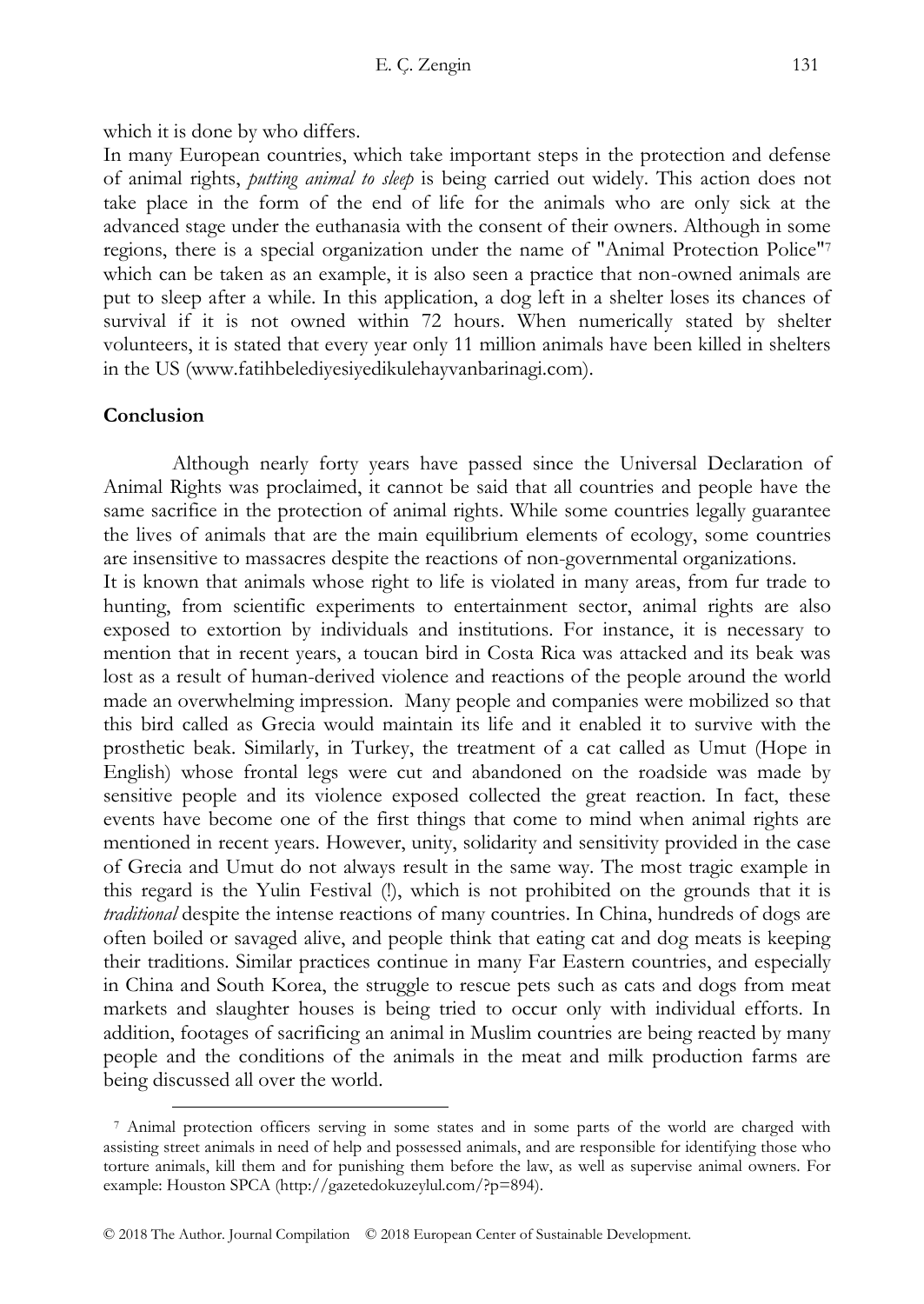which it is done by who differs.

In many European countries, which take important steps in the protection and defense of animal rights, *putting animal to sleep* is being carried out widely. This action does not take place in the form of the end of life for the animals who are only sick at the advanced stage under the euthanasia with the consent of their owners. Although in some regions, there is a special organization under the name of "Animal Protection Police"[7] which can be taken as an example, it is also seen a practice that non-owned animals are put to sleep after a while. In this application, a dog left in a shelter loses its chances of survival if it is not owned within 72 hours. When numerically stated by shelter volunteers, it is stated that every year only 11 million animals have been killed in shelters in the US (www.fatihbelediyesiyedikulehayvanbarinagi.com).

## Conclusion

Although nearly forty years have passed since the Universal Declaration of Animal Rights was proclaimed, it cannot be said that all countries and people have the same sacrifice in the protection of animal rights. While some countries legally guarantee the lives of animals that are the main equilibrium elements of ecology, some countries are insensitive to massacres despite the reactions of non-governmental organizations.

It is known that animals whose right to life is violated in many areas, from fur trade to hunting, from scientific experiments to entertainment sector, animal rights are also exposed to extortion by individuals and institutions. For instance, it is necessary to mention that in recent years, a toucan bird in Costa Rica was attacked and its beak was lost as a result of human-derived violence and reactions of the people around the world made an overwhelming impression. Many people and companies were mobilized so that this bird called as Grecia would maintain its life and it enabled it to survive with the prosthetic beak. Similarly, in Turkey, the treatment of a cat called as Umut (Hope in English) whose frontal legs were cut and abandoned on the roadside was made by sensitive people and its violence exposed collected the great reaction. In fact, these events have become one of the first things that come to mind when animal rights are mentioned in recent years. However, unity, solidarity and sensitivity provided in the case of Grecia and Umut do not always result in the same way. The most tragic example in this regard is the Yulin Festival (!), which is not prohibited on the grounds that it is *traditional* despite the intense reactions of many countries. In China, hundreds of dogs are often boiled or savaged alive, and people think that eating cat and dog meats is keeping their traditions. Similar practices continue in many Far Eastern countries, and especially in China and South Korea, the struggle to rescue pets such as cats and dogs from meat markets and slaughter houses is being tried to occur only with individual efforts. In addition, footages of sacrificing an animal in Muslim countries are being reacted by many people and the conditions of the animals in the meat and milk production farms are being discussed all over the world.

[7] Animal protection officers serving in some states and in some parts of the world are charged with assisting street animals in need of help and possessed animals, and are responsible for identifying those who torture animals, kill them and for punishing them before the law, as well as supervise animal owners. For example: Houston SPCA (http://gazetedokuzeylul.com/?p=894).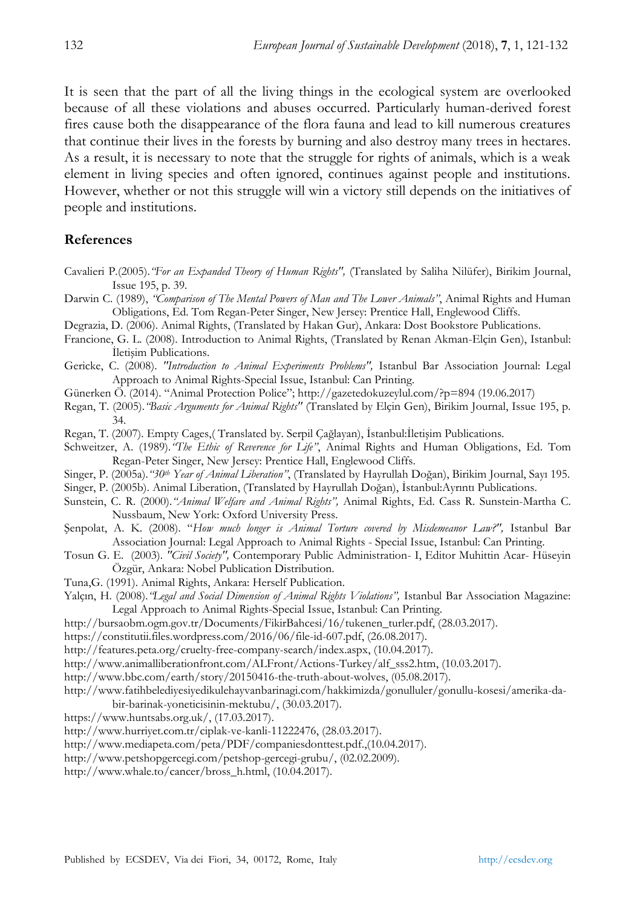It is seen that the part of all the living things in the ecological system are overlooked because of all these violations and abuses occurred. Particularly human-derived forest fires cause both the disappearance of the flora fauna and lead to kill numerous creatures that continue their lives in the forests by burning and also destroy many trees in hectares. As a result, it is necessary to note that the struggle for rights of animals, which is a weak element in living species and often ignored, continues against people and institutions. However, whether or not this struggle will win a victory still depends on the initiatives of people and institutions.

## References

Cavalieri P.(2005).*"For an Expanded Theory of Human Rights",* (Translated by Saliha Nilüfer), Birikim Journal, Issue 195, p. 39.

Darwin C. (1989), *"Comparison of The Mental Powers of Man and The Lower Animals"*, Animal Rights and Human Obligations, Ed. Tom Regan-Peter Singer, New Jersey: Prentice Hall, Englewood Cliffs.

Degrazia, D. (2006). Animal Rights, (Translated by Hakan Gur), Ankara: Dost Bookstore Publications.

Francione, G. L. (2008). Introduction to Animal Rights, (Translated by Renan Akman-Elçin Gen), Istanbul: İletişim Publications.

Gericke, C. (2008). *"Introduction to Animal Experiments Problems",* Istanbul Bar Association Journal: Legal Approach to Animal Rights-Special Issue, Istanbul: Can Printing.

Günerken Ö. (2014). "Animal Protection Police"; http://gazetedokuzeylul.com/?p=894 (19.06.2017)

Regan, T. (2005).*"Basic Arguments for Animal Rights"* (Translated by Elçin Gen), Birikim Journal, Issue 195, p. 34.

Regan, T. (2007). Empty Cages,( Translated by. Serpil Çağlayan), İstanbul:İletişim Publications.

Schweitzer, A. (1989).*"The Ethic of Reverence for Life"*, Animal Rights and Human Obligations, Ed. Tom Regan-Peter Singer, New Jersey: Prentice Hall, Englewood Cliffs.

Singer, P. (2005a).*"30th Year of Animal Liberation"*, (Translated by Hayrullah Doğan), Birikim Journal, Sayı 195.

Singer, P. (2005b). Animal Liberation, (Translated by Hayrullah Doğan), İstanbul:Ayrıntı Publications.

Sunstein, C. R. (2000).*"Animal Welfare and Animal Rights",* Animal Rights, Ed. Cass R. Sunstein-Martha C. Nussbaum, New York: Oxford University Press.

Şenpolat, A. K. (2008). "*How much longer is Animal Torture covered by Misdemeanor Law?",* Istanbul Bar Association Journal: Legal Approach to Animal Rights - Special Issue, Istanbul: Can Printing.

Tosun G. E. (2003). *"Civil Society",* Contemporary Public Administration- I, Editor Muhittin Acar- Hüseyin Özgür, Ankara: Nobel Publication Distribution.

Tuna,G. (1991). Animal Rights, Ankara: Herself Publication.

Yalçın, H. (2008).*"Legal and Social Dimension of Animal Rights Violations",* Istanbul Bar Association Magazine: Legal Approach to Animal Rights-Special Issue, Istanbul: Can Printing.

http://bursaobm.ogm.gov.tr/Documents/FikirBahcesi/16/tukenen_turler.pdf, (28.03.2017).

https://constitutii.files.wordpress.com/2016/06/file-id-607.pdf, (26.08.2017).

http://features.peta.org/cruelty-free-company-search/index.aspx, (10.04.2017).

http://www.animalliberationfront.com/ALFront/Actions-Turkey/alf_sss2.htm, (10.03.2017).

http://www.bbc.com/earth/story/20150416-the-truth-about-wolves, (05.08.2017).

http://www.fatihbelediyesiyedikulehayvanbarinagi.com/hakkimizda/gonulluler/gonullu-kosesi/amerika-da-bir-barinak-yoneticisinin-mektubu/, (30.03.2017).

https://www.huntsabs.org.uk/, (17.03.2017).

http://www.hurriyet.com.tr/ciplak-ve-kanli-11222476, (28.03.2017).

http://www.mediapeta.com/peta/PDF/companiesdonttest.pdf.,(10.04.2017).

http://www.petshopgercegi.com/petshop-gercegi-grubu/, (02.02.2009).

http://www.whale.to/cancer/bross_h.html, (10.04.2017).